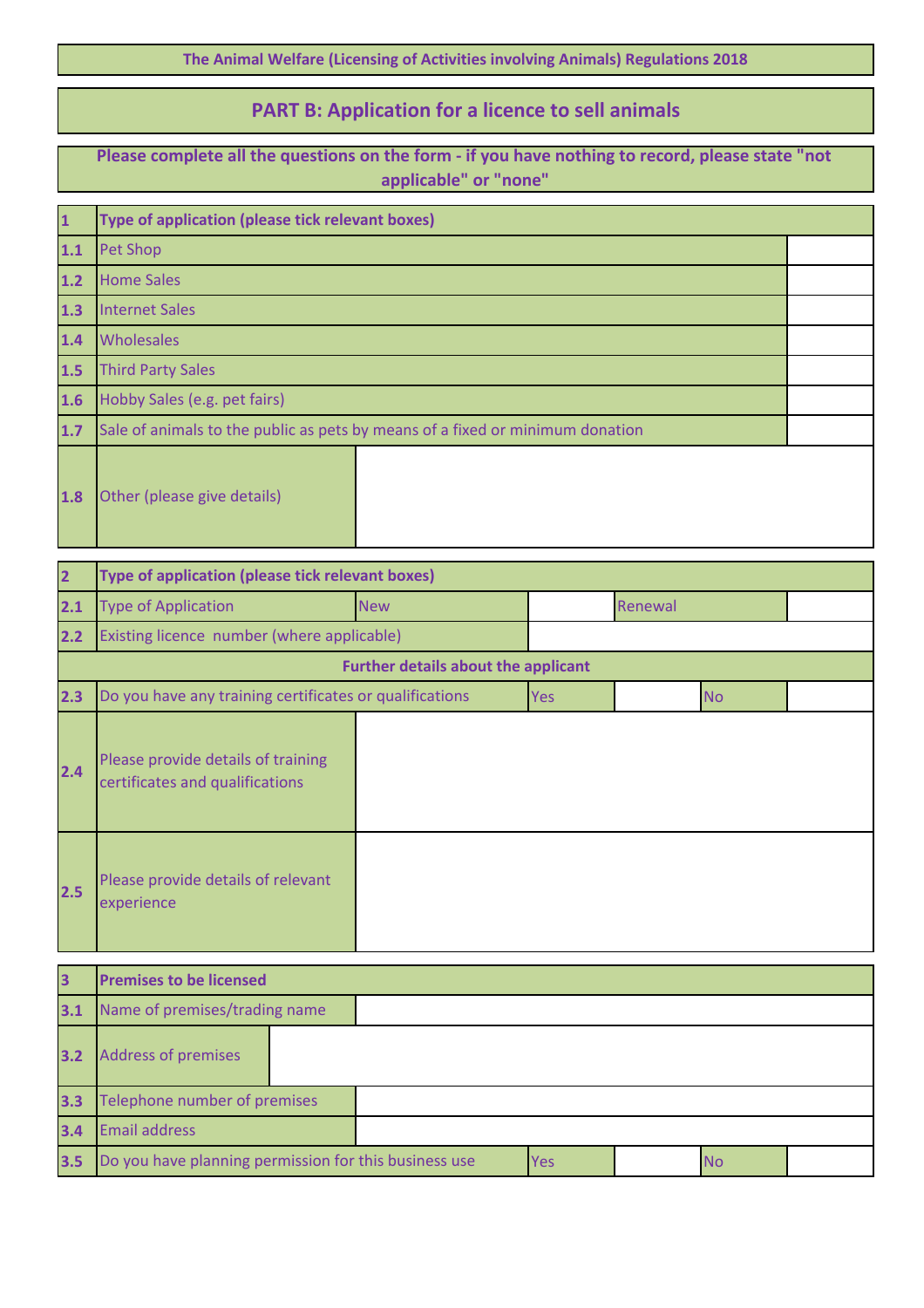**The Animal Welfare (Licensing of Activities involving Animals) Regulations 2018**

## PART B: Application for a licence to sell animals

**Please complete all the questions on the form - if you have nothing to record, please state "not applicable" or "none"**

| 1 | **Type of application (please tick relevant boxes)** | |
|---|---|---|
| 1.1 | Pet Shop | |
| 1.2 | Home Sales | |
| 1.3 | Internet Sales | |
| 1.4 | Wholesales | |
| 1.5 | Third Party Sales | |
| 1.6 | Hobby Sales (e.g. pet fairs) | |
| 1.7 | Sale of animals to the public as pets by means of a fixed or minimum donation | |
| 1.8 | Other (please give details) | |

| 2 | **Type of application (please tick relevant boxes)** | | | | |
|---|---|---|---|---|---|
| 2.1 | Type of Application | New | | Renewal | |
| 2.2 | Existing licence number (where applicable) | | | | |
| | **Further details about the applicant** | | | | |
| 2.3 | Do you have any training certificates or qualifications | Yes | | No | |
| 2.4 | Please provide details of training certificates and qualifications | | | | |
| 2.5 | Please provide details of relevant experience | | | | |

| 3 | **Premises to be licensed** | | | | |
|---|---|---|---|---|---|
| 3.1 | Name of premises/trading name | | | | |
| 3.2 | Address of premises | | | | |
| 3.3 | Telephone number of premises | | | | |
| 3.4 | Email address | | | | |
| 3.5 | Do you have planning permission for this business use | Yes | | No | |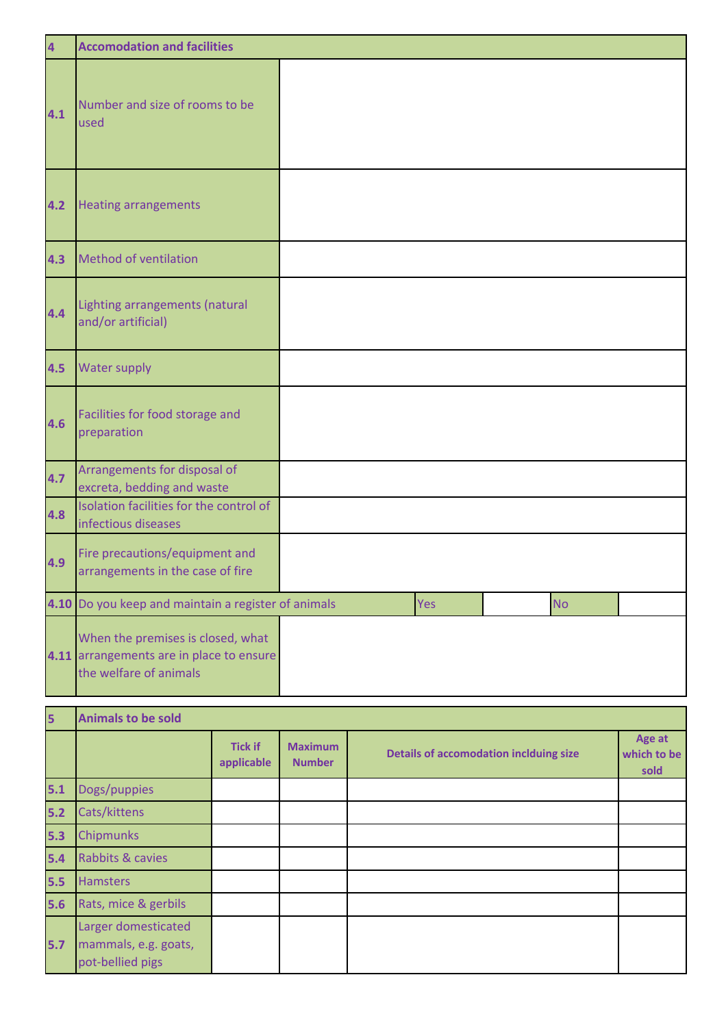| 4 | Accomodation and facilities | | | | |
|---|---|---|---|---|---|
| 4.1 | Number and size of rooms to be used | | | | |
| 4.2 | Heating arrangements | | | | |
| 4.3 | Method of ventilation | | | | |
| 4.4 | Lighting arrangements (natural and/or artificial) | | | | |
| 4.5 | Water supply | | | | |
| 4.6 | Facilities for food storage and preparation | | | | |
| 4.7 | Arrangements for disposal of excreta, bedding and waste | | | | |
| 4.8 | Isolation facilities for the control of infectious diseases | | | | |
| 4.9 | Fire precautions/equipment and arrangements in the case of fire | | | | |
| 4.10 | Do you keep and maintain a register of animals | Yes | | No | |
| 4.11 | When the premises is closed, what arrangements are in place to ensure the welfare of animals | | | | |

| 5 | Animals to be sold | | | | |
|---|---|---|---|---|---|
| | | Tick if applicable | Maximum Number | Details of accomodation inclduing size | Age at which to be sold |
| 5.1 | Dogs/puppies | | | | |
| 5.2 | Cats/kittens | | | | |
| 5.3 | Chipmunks | | | | |
| 5.4 | Rabbits & cavies | | | | |
| 5.5 | Hamsters | | | | |
| 5.6 | Rats, mice & gerbils | | | | |
| 5.7 | Larger domesticated mammals, e.g. goats, pot-bellied pigs | | | | |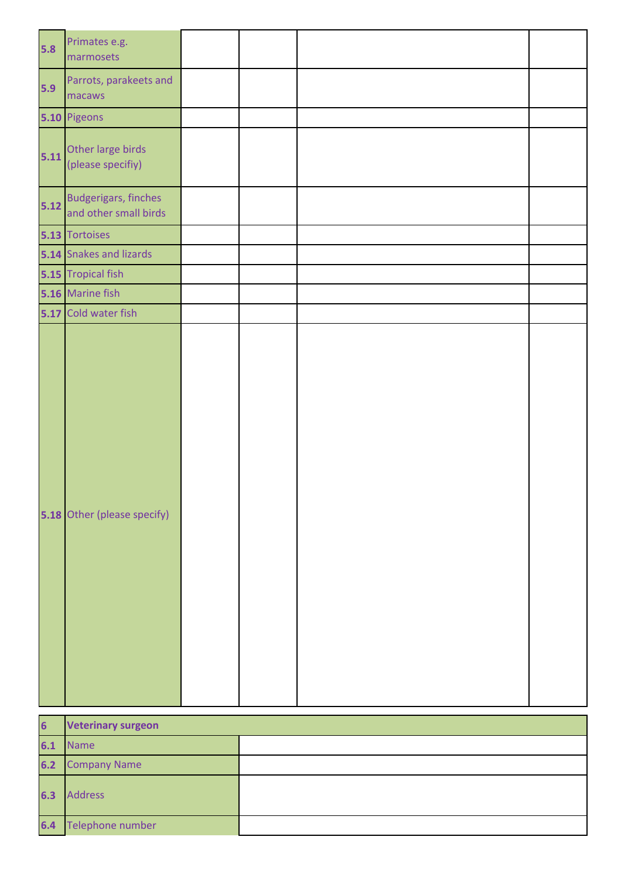| | | | | | |
|---|---|---|---|---|---|
| 5.8 | Primates e.g. marmosets | | | | |
| 5.9 | Parrots, parakeets and macaws | | | | |
| 5.10 | Pigeons | | | | |
| 5.11 | Other large birds (please specifiy) | | | | |
| 5.12 | Budgerigars, finches and other small birds | | | | |
| 5.13 | Tortoises | | | | |
| 5.14 | Snakes and lizards | | | | |
| 5.15 | Tropical fish | | | | |
| 5.16 | Marine fish | | | | |
| 5.17 | Cold water fish | | | | |
| 5.18 | Other (please specify) | | | | |

| 6 | **Veterinary surgeon** | |
|---|---|---|
| 6.1 | Name | |
| 6.2 | Company Name | |
| 6.3 | Address | |
| 6.4 | Telephone number | |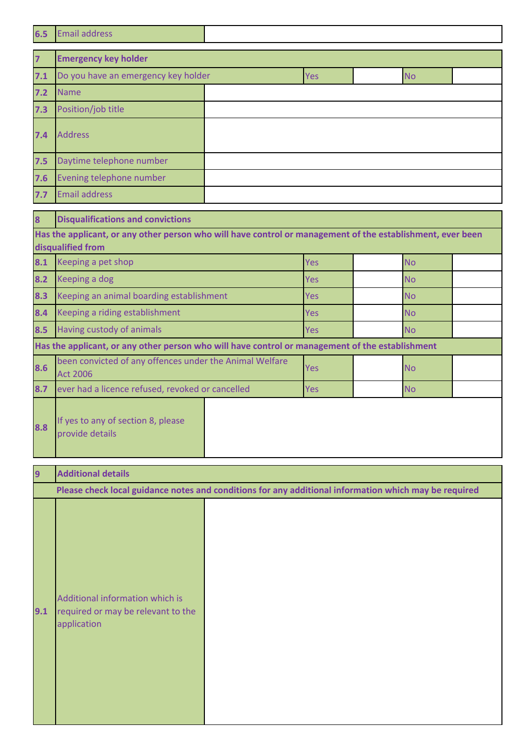| | | |
|---|---|---|
| 6.5 | Email address | |

| | | | | | |
|---|---|---|---|---|---|
| **7** | **Emergency key holder** | | | | |
| 7.1 | Do you have an emergency key holder | Yes | | No | |
| 7.2 | Name | | | | |
| 7.3 | Position/job title | | | | |
| 7.4 | Address | | | | |
| 7.5 | Daytime telephone number | | | | |
| 7.6 | Evening telephone number | | | | |
| 7.7 | Email address | | | | |

| | | | | | |
|---|---|---|---|---|---|
| **8** | **Disqualifications and convictions** | | | | |
| **Has the applicant, or any other person who will have control or management of the establishment, ever been disqualified from** | | | | | |
| 8.1 | Keeping a pet shop | Yes | | No | |
| 8.2 | Keeping a dog | Yes | | No | |
| 8.3 | Keeping an animal boarding establishment | Yes | | No | |
| 8.4 | Keeping a riding establishment | Yes | | No | |
| 8.5 | Having custody of animals | Yes | | No | |
| **Has the applicant, or any other person who will have control or management of the establishment** | | | | | |
| 8.6 | been convicted of any offences under the Animal Welfare Act 2006 | Yes | | No | |
| 8.7 | ever had a licence refused, revoked or cancelled | Yes | | No | |
| 8.8 | If yes to any of section 8, please provide details | | | | |

| | | |
|---|---|---|
| **9** | **Additional details** | |
| | **Please check local guidance notes and conditions for any additional information which may be required** | |
| 9.1 | Additional information which is required or may be relevant to the application | |